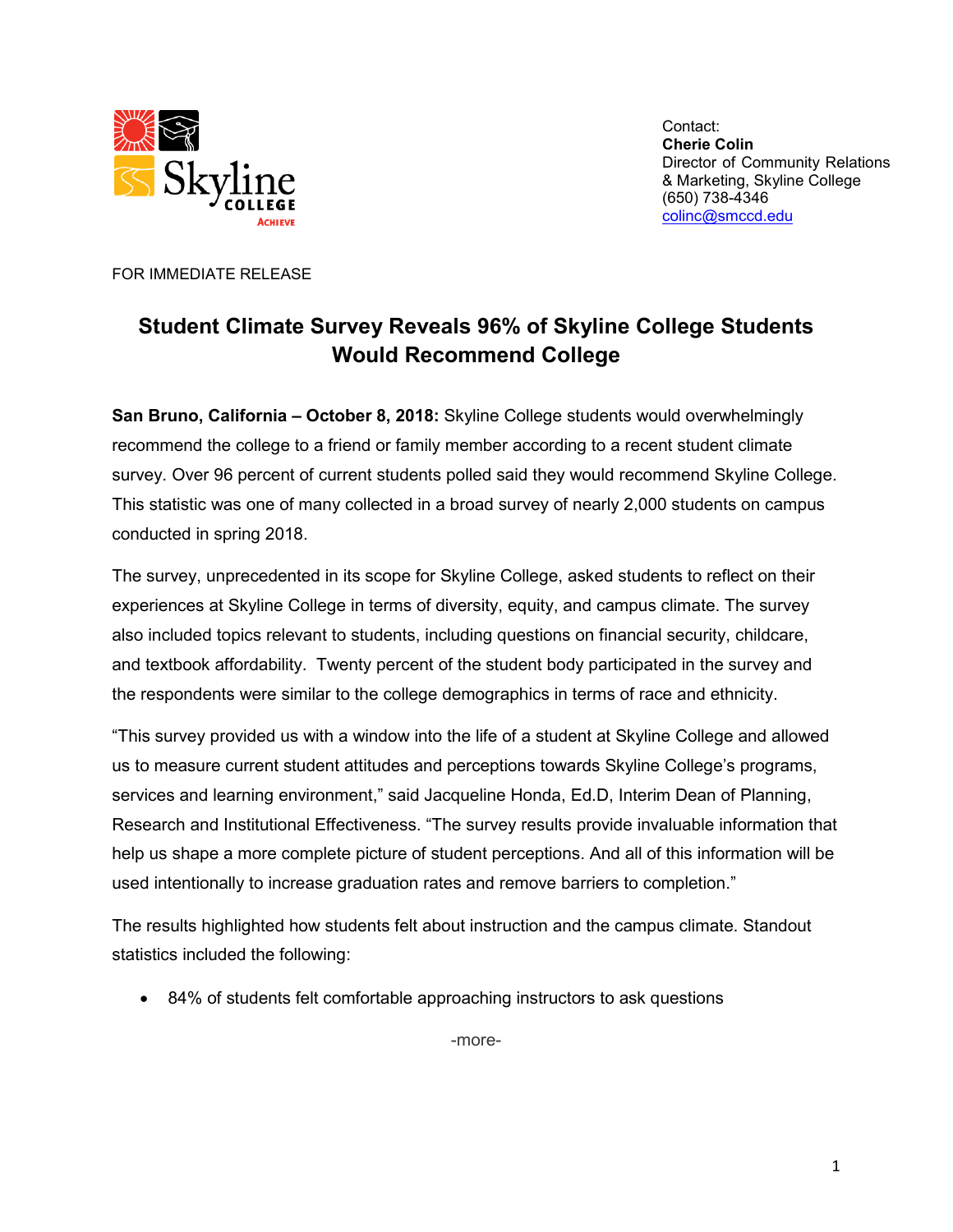Contact:
**Cherie Colin**
Director of Community Relations
& Marketing, Skyline College
(650) 738-4346
colinc@smccd.edu

FOR IMMEDIATE RELEASE

# Student Climate Survey Reveals 96% of Skyline College Students Would Recommend College

**San Bruno, California – October 8, 2018:** Skyline College students would overwhelmingly recommend the college to a friend or family member according to a recent student climate survey. Over 96 percent of current students polled said they would recommend Skyline College. This statistic was one of many collected in a broad survey of nearly 2,000 students on campus conducted in spring 2018.

The survey, unprecedented in its scope for Skyline College, asked students to reflect on their experiences at Skyline College in terms of diversity, equity, and campus climate. The survey also included topics relevant to students, including questions on financial security, childcare, and textbook affordability. Twenty percent of the student body participated in the survey and the respondents were similar to the college demographics in terms of race and ethnicity.

"This survey provided us with a window into the life of a student at Skyline College and allowed us to measure current student attitudes and perceptions towards Skyline College's programs, services and learning environment," said Jacqueline Honda, Ed.D, Interim Dean of Planning, Research and Institutional Effectiveness. "The survey results provide invaluable information that help us shape a more complete picture of student perceptions. And all of this information will be used intentionally to increase graduation rates and remove barriers to completion."

The results highlighted how students felt about instruction and the campus climate. Standout statistics included the following:

- 84% of students felt comfortable approaching instructors to ask questions

-more-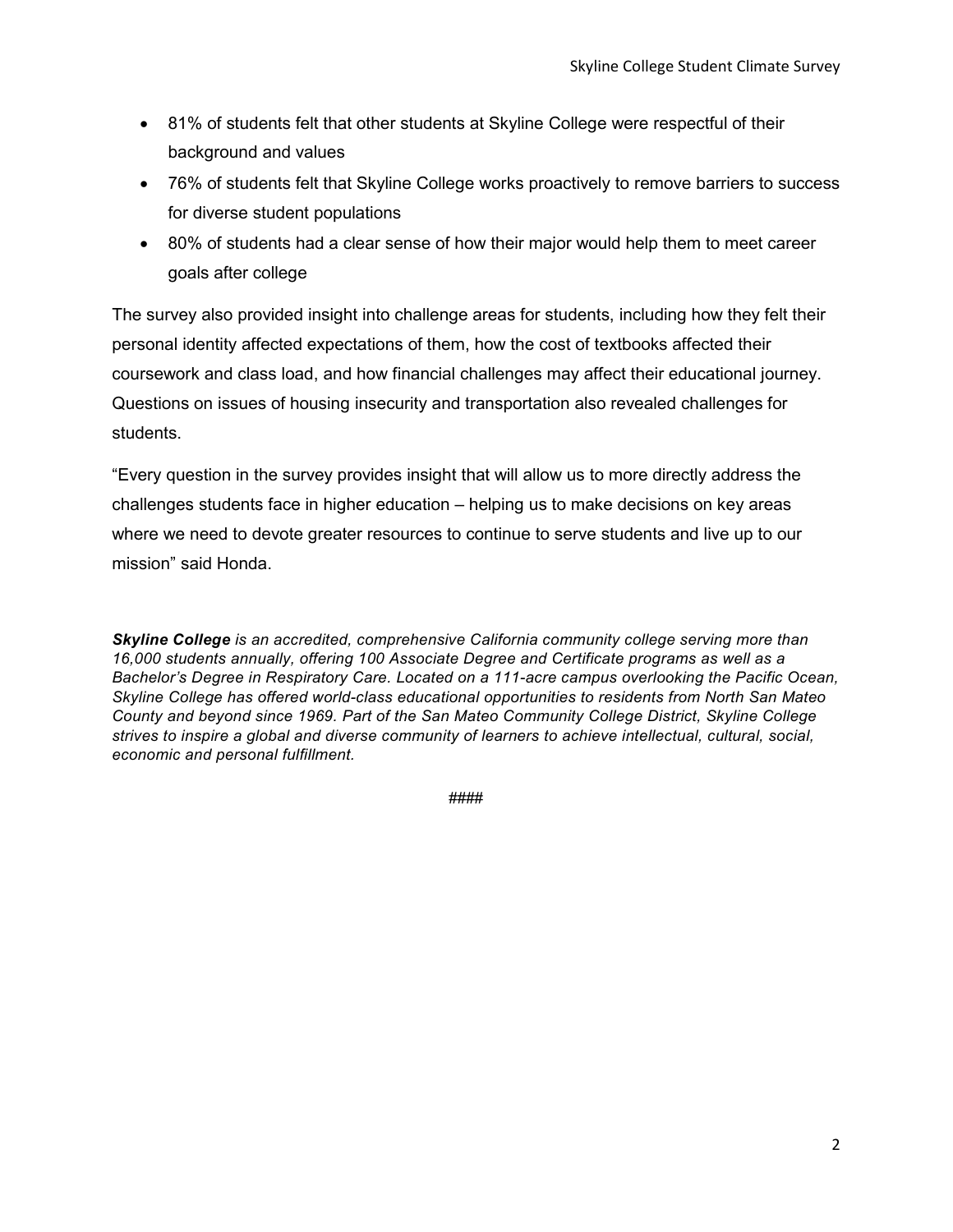- 81% of students felt that other students at Skyline College were respectful of their background and values
- 76% of students felt that Skyline College works proactively to remove barriers to success for diverse student populations
- 80% of students had a clear sense of how their major would help them to meet career goals after college

The survey also provided insight into challenge areas for students, including how they felt their personal identity affected expectations of them, how the cost of textbooks affected their coursework and class load, and how financial challenges may affect their educational journey. Questions on issues of housing insecurity and transportation also revealed challenges for students.

"Every question in the survey provides insight that will allow us to more directly address the challenges students face in higher education – helping us to make decisions on key areas where we need to devote greater resources to continue to serve students and live up to our mission" said Honda.

***Skyline College** is an accredited, comprehensive California community college serving more than 16,000 students annually, offering 100 Associate Degree and Certificate programs as well as a Bachelor's Degree in Respiratory Care. Located on a 111-acre campus overlooking the Pacific Ocean, Skyline College has offered world-class educational opportunities to residents from North San Mateo County and beyond since 1969. Part of the San Mateo Community College District, Skyline College strives to inspire a global and diverse community of learners to achieve intellectual, cultural, social, economic and personal fulfillment.*

####